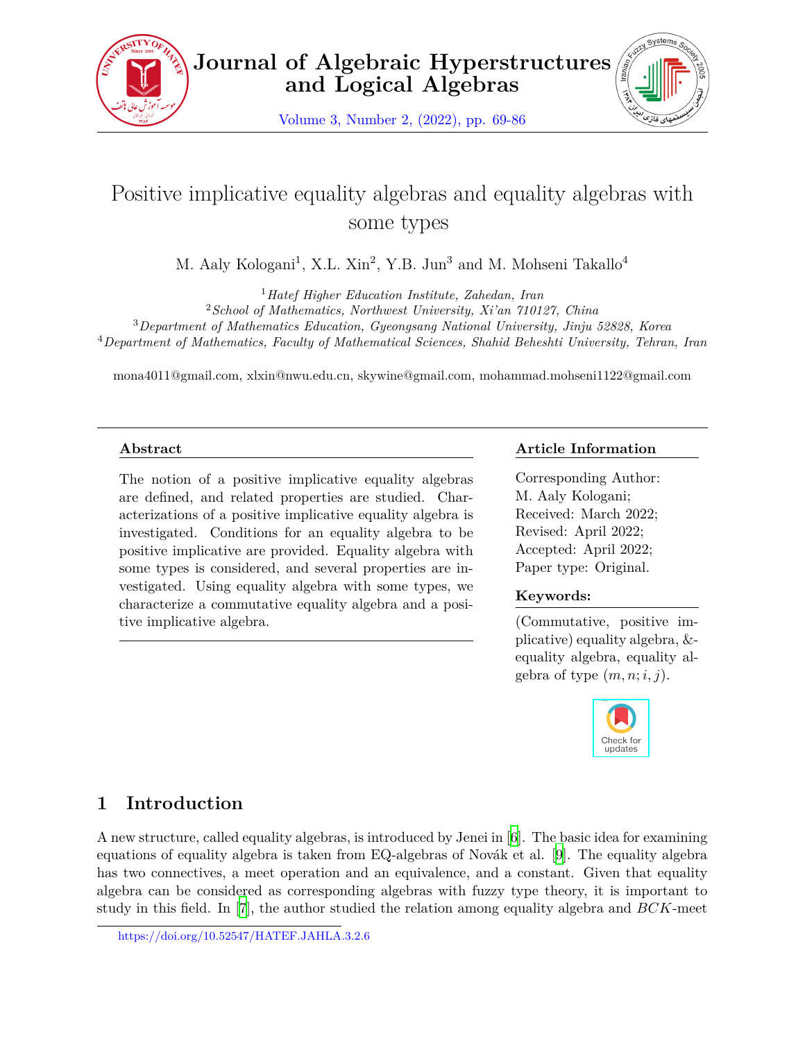# Positive implicative equality algebras and equality algebras with some types

M. Aaly Kologani[1], X.L. Xin[2], Y.B. Jun[3] and M. Mohseni Takallo[4]

[1] *Hatef Higher Education Institute, Zahedan, Iran*
[2] *School of Mathematics, Northwest University, Xi'an 710127, China*
[3] *Department of Mathematics Education, Gyeongsang National University, Jinju 52828, Korea*
[4] *Department of Mathematics, Faculty of Mathematical Sciences, Shahid Beheshti University, Tehran, Iran*

mona4011@gmail.com, xlxin@nwu.edu.cn, skywine@gmail.com, mohammad.mohseni1122@gmail.com

### Abstract

The notion of a positive implicative equality algebras are defined, and related properties are studied. Characterizations of a positive implicative equality algebra is investigated. Conditions for an equality algebra to be positive implicative are provided. Equality algebra with some types is considered, and several properties are investigated. Using equality algebra with some types, we characterize a commutative equality algebra and a positive implicative algebra.

### Article Information

Corresponding Author: M. Aaly Kologani;
Received: March 2022;
Revised: April 2022;
Accepted: April 2022;
Paper type: Original.

### Keywords:

(Commutative, positive implicative) equality algebra, &-equality algebra, equality algebra of type $(m, n; i, j)$.

## 1 Introduction

A new structure, called equality algebras, is introduced by Jenei in [6]. The basic idea for examining equations of equality algebra is taken from EQ-algebras of Novák et al. [9]. The equality algebra has two connectives, a meet operation and an equivalence, and a constant. Given that equality algebra can be considered as corresponding algebras with fuzzy type theory, it is important to study in this field. In [7], the author studied the relation among equality algebra and $BCK$-meet

https://doi.org/10.52547/HATEF.JAHLA.3.2.6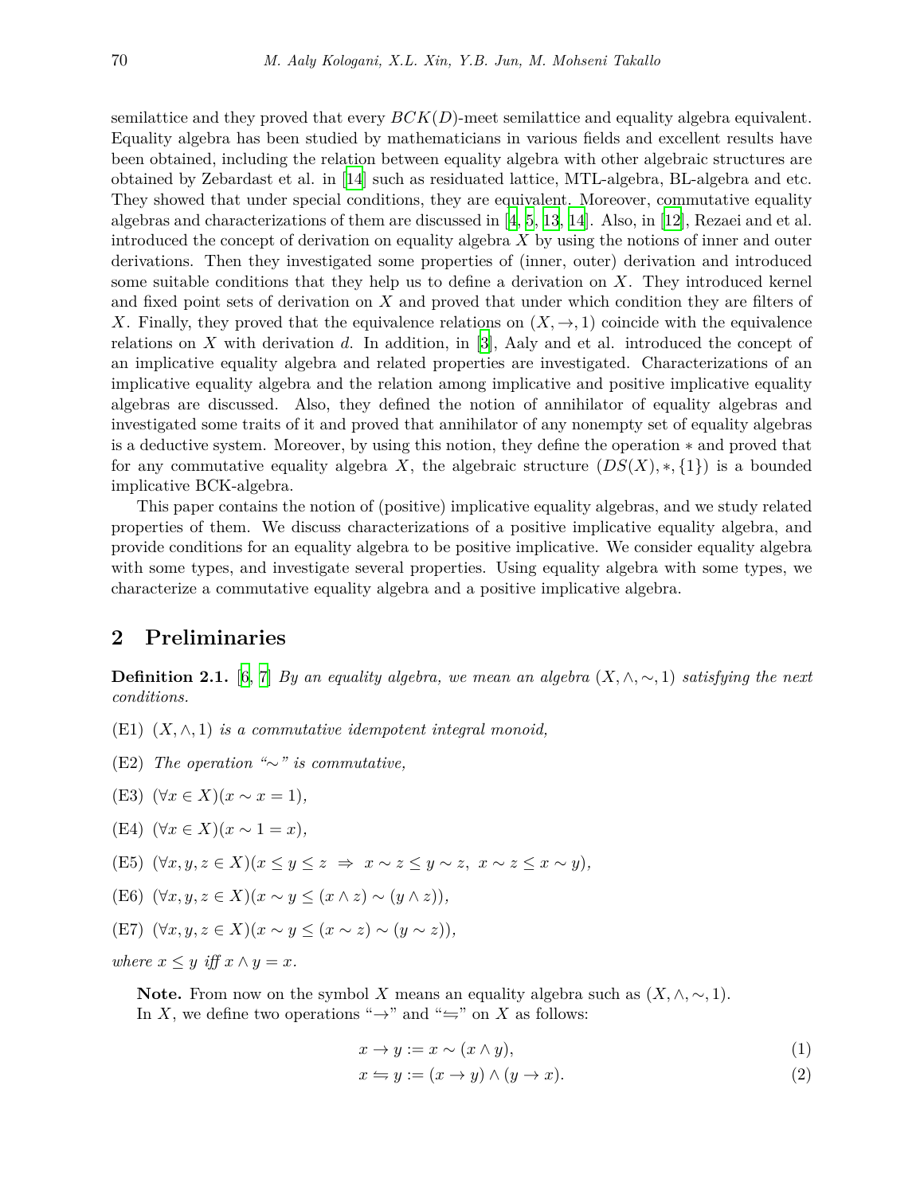semilattice and they proved that every $BCK(D)$-meet semilattice and equality algebra equivalent. Equality algebra has been studied by mathematicians in various fields and excellent results have been obtained, including the relation between equality algebra with other algebraic structures are obtained by Zebardast et al. in [14] such as residuated lattice, MTL-algebra, BL-algebra and etc. They showed that under special conditions, they are equivalent. Moreover, commutative equality algebras and characterizations of them are discussed in [4, 5, 13, 14]. Also, in [12], Rezaei and et al. introduced the concept of derivation on equality algebra $X$ by using the notions of inner and outer derivations. Then they investigated some properties of (inner, outer) derivation and introduced some suitable conditions that they help us to define a derivation on $X$. They introduced kernel and fixed point sets of derivation on $X$ and proved that under which condition they are filters of $X$. Finally, they proved that the equivalence relations on $(X, \to, 1)$ coincide with the equivalence relations on $X$ with derivation $d$. In addition, in [3], Aaly and et al. introduced the concept of an implicative equality algebra and related properties are investigated. Characterizations of an implicative equality algebra and the relation among implicative and positive implicative equality algebras are discussed. Also, they defined the notion of annihilator of equality algebras and investigated some traits of it and proved that annihilator of any nonempty set of equality algebras is a deductive system. Moreover, by using this notion, they define the operation $*$ and proved that for any commutative equality algebra $X$, the algebraic structure $(DS(X), *, \{1\})$ is a bounded implicative BCK-algebra.

This paper contains the notion of (positive) implicative equality algebras, and we study related properties of them. We discuss characterizations of a positive implicative equality algebra, and provide conditions for an equality algebra to be positive implicative. We consider equality algebra with some types, and investigate several properties. Using equality algebra with some types, we characterize a commutative equality algebra and a positive implicative algebra.

## 2 Preliminaries

**Definition 2.1.** [6, 7] *By an equality algebra, we mean an algebra $(X, \wedge, \sim, 1)$ satisfying the next conditions.*

- (E1) *$(X, \wedge, 1)$ is a commutative idempotent integral monoid,*
- (E2) *The operation "$\sim$" is commutative,*
- (E3) $(\forall x \in X)(x \sim x = 1)$,
- (E4) $(\forall x \in X)(x \sim 1 = x)$,
- (E5) $(\forall x, y, z \in X)(x \leq y \leq z \ \Rightarrow \ x \sim z \leq y \sim z, \ x \sim z \leq x \sim y)$,
- (E6) $(\forall x, y, z \in X)(x \sim y \leq (x \wedge z) \sim (y \wedge z))$,
- (E7) $(\forall x, y, z \in X)(x \sim y \leq (x \sim z) \sim (y \sim z))$,

*where $x \leq y$ iff $x \wedge y = x$.*

**Note.** From now on the symbol $X$ means an equality algebra such as $(X, \wedge, \sim, 1)$.
In $X$, we define two operations "$\to$" and "$\leftrightharpoons$" on $X$ as follows:

$$x \to y := x \sim (x \wedge y), \tag{1}$$

$$x \leftrightharpoons y := (x \to y) \wedge (y \to x). \tag{2}$$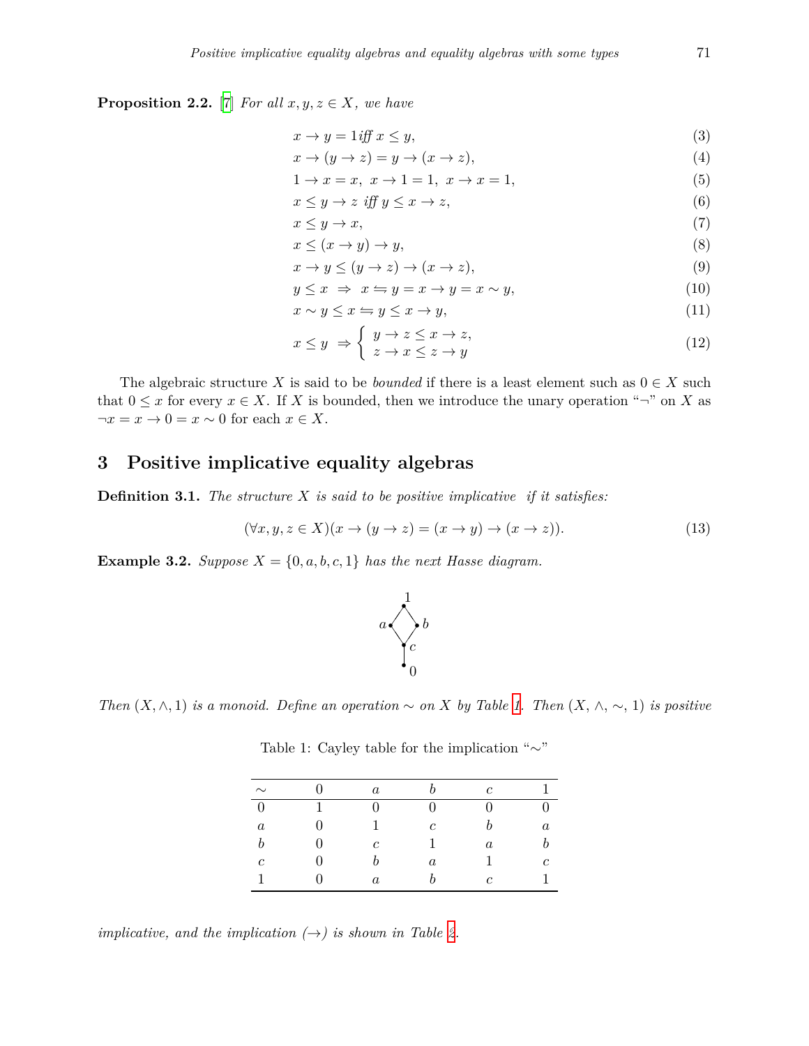**Proposition 2.2.** [7] *For all $x, y, z \in X$, we have*

$$x \to y = 1 \text{ iff } x \le y, \tag{3}$$

$$x \to (y \to z) = y \to (x \to z), \tag{4}$$

$$1 \to x = x,\ x \to 1 = 1,\ x \to x = 1, \tag{5}$$

$$x \le y \to z \text{ iff } y \le x \to z, \tag{6}$$

$$x \le y \to x, \tag{7}$$

$$x \le (x \to y) \to y, \tag{8}$$

$$x \to y \le (y \to z) \to (x \to z), \tag{9}$$

$$y \le x \ \Rightarrow\ x \leftrightharpoons y = x \to y = x \sim y, \tag{10}$$

$$x \sim y \le x \leftrightharpoons y \le x \to y, \tag{11}$$

$$x \le y \ \Rightarrow \begin{cases} y \to z \le x \to z, \\ z \to x \le z \to y \end{cases} \tag{12}$$

The algebraic structure $X$ is said to be *bounded* if there is a least element such as $0 \in X$ such that $0 \le x$ for every $x \in X$. If $X$ is bounded, then we introduce the unary operation "$\neg$" on $X$ as $\neg x = x \to 0 = x \sim 0$ for each $x \in X$.

## 3 Positive implicative equality algebras

**Definition 3.1.** *The structure $X$ is said to be positive implicative if it satisfies:*

$$(\forall x, y, z \in X)(x \to (y \to z) = (x \to y) \to (x \to z)). \tag{13}$$

**Example 3.2.** *Suppose $X = \{0, a, b, c, 1\}$ has the next Hasse diagram.*

*Then $(X, \wedge, 1)$ is a monoid. Define an operation $\sim$ on $X$ by Table 1. Then $(X, \wedge, \sim, 1)$ is positive implicative, and the implication $(\to)$ is shown in Table 2.*

Table 1: Cayley table for the implication "$\sim$"

| $\sim$ | $0$ | $a$ | $b$ | $c$ | $1$ |
|---|---|---|---|---|---|
| $0$ | $1$ | $0$ | $0$ | $0$ | $0$ |
| $a$ | $0$ | $1$ | $c$ | $b$ | $a$ |
| $b$ | $0$ | $c$ | $1$ | $a$ | $b$ |
| $c$ | $0$ | $b$ | $a$ | $1$ | $c$ |
| $1$ | $0$ | $a$ | $b$ | $c$ | $1$ |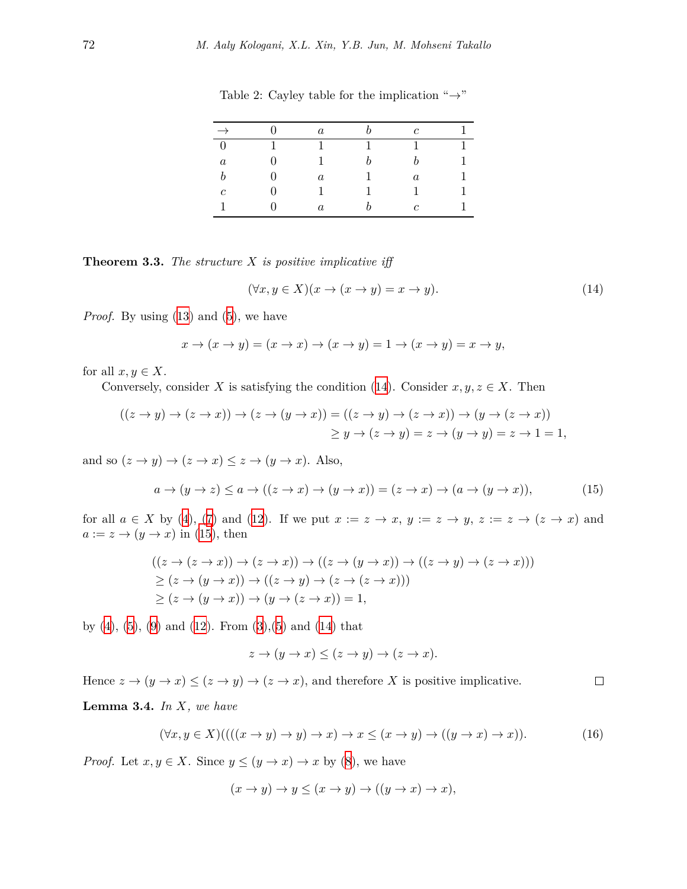Table 2: Cayley table for the implication "$\to$"

| $\to$ | $0$ | $a$ | $b$ | $c$ | $1$ |
|---|---|---|---|---|---|
| $0$ | $1$ | $1$ | $1$ | $1$ | $1$ |
| $a$ | $0$ | $1$ | $b$ | $b$ | $1$ |
| $b$ | $0$ | $a$ | $1$ | $a$ | $1$ |
| $c$ | $0$ | $1$ | $1$ | $1$ | $1$ |
| $1$ | $0$ | $a$ | $b$ | $c$ | $1$ |

**Theorem 3.3.** *The structure $X$ is positive implicative iff*

$$(\forall x, y \in X)(x \to (x \to y) = x \to y). \tag{14}$$

*Proof.* By using (13) and (5), we have

$$x \to (x \to y) = (x \to x) \to (x \to y) = 1 \to (x \to y) = x \to y,$$

for all $x, y \in X$.

Conversely, consider $X$ is satisfying the condition (14). Consider $x, y, z \in X$. Then

$$\begin{aligned}((z \to y) \to (z \to x)) \to (z \to (y \to x)) &= ((z \to y) \to (z \to x)) \to (y \to (z \to x)) \\ &\geq y \to (z \to y) = z \to (y \to y) = z \to 1 = 1,\end{aligned}$$

and so $(z \to y) \to (z \to x) \leq z \to (y \to x)$. Also,

$$a \to (y \to z) \leq a \to ((z \to x) \to (y \to x)) = (z \to x) \to (a \to (y \to x)), \tag{15}$$

for all $a \in X$ by (4), (7) and (12). If we put $x := z \to x$, $y := z \to y$, $z := z \to (z \to x)$ and $a := z \to (y \to x)$ in (15), then

$$\begin{aligned}&((z \to (z \to x)) \to (z \to x)) \to ((z \to (y \to x)) \to ((z \to y) \to (z \to x))) \\ &\geq (z \to (y \to x)) \to ((z \to y) \to (z \to (z \to x))) \\ &\geq (z \to (y \to x)) \to (y \to (z \to x)) = 1,\end{aligned}$$

by (4), (5), (9) and (12). From (3),(5) and (14) that

$$z \to (y \to x) \leq (z \to y) \to (z \to x).$$

Hence $z \to (y \to x) \leq (z \to y) \to (z \to x)$, and therefore $X$ is positive implicative. $\square$

**Lemma 3.4.** *In $X$, we have*

$$(\forall x, y \in X)((((x \to y) \to y) \to x) \to x \leq (x \to y) \to ((y \to x) \to x)). \tag{16}$$

*Proof.* Let $x, y \in X$. Since $y \leq (y \to x) \to x$ by (8), we have

$$(x \to y) \to y \leq (x \to y) \to ((y \to x) \to x),$$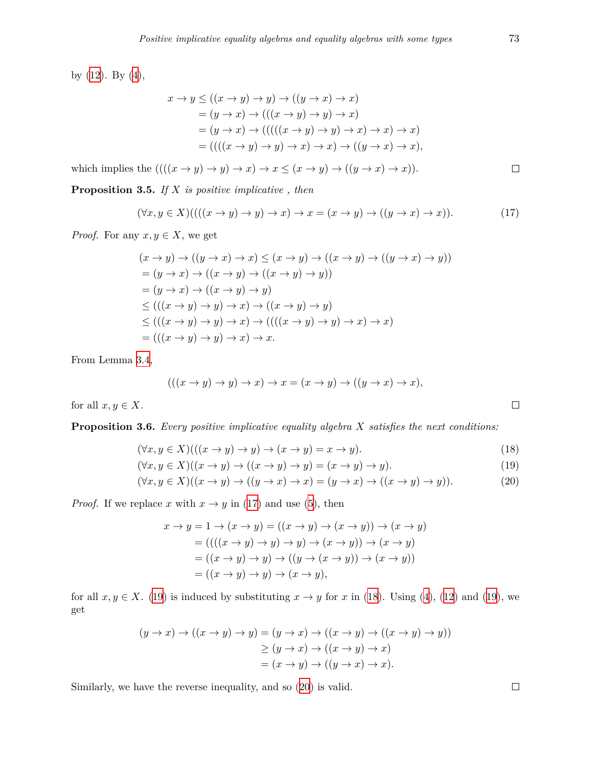by (12). By (4),

$$
\begin{aligned}
x \to y &\leq ((x \to y) \to y) \to ((y \to x) \to x) \\
&= (y \to x) \to (((x \to y) \to y) \to x) \\
&= (y \to x) \to (((((x \to y) \to y) \to x) \to x) \to x) \\
&= ((((x \to y) \to y) \to x) \to x) \to ((y \to x) \to x),
\end{aligned}
$$

which implies the $((((x \to y) \to y) \to x) \to x \leq (x \to y) \to ((y \to x) \to x))$. □

**Proposition 3.5.** *If $X$ is positive implicative , then*

$$
(\forall x, y \in X)((((x \to y) \to y) \to x) \to x = (x \to y) \to ((y \to x) \to x)). \tag{17}
$$

*Proof.* For any $x, y \in X$, we get

$$
\begin{aligned}
&(x \to y) \to ((y \to x) \to x) \leq (x \to y) \to ((x \to y) \to ((y \to x) \to y)) \\
&= (y \to x) \to ((x \to y) \to ((x \to y) \to y)) \\
&= (y \to x) \to ((x \to y) \to y) \\
&\leq (((x \to y) \to y) \to x) \to ((x \to y) \to y) \\
&\leq (((x \to y) \to y) \to x) \to ((((x \to y) \to y) \to x) \to x) \\
&= (((x \to y) \to y) \to x) \to x.
\end{aligned}
$$

From Lemma 3.4,

$$
(((x \to y) \to y) \to x) \to x = (x \to y) \to ((y \to x) \to x),
$$

for all $x, y \in X$. □

**Proposition 3.6.** *Every positive implicative equality algebra $X$ satisfies the next conditions:*

$$
(\forall x, y \in X)(((x \to y) \to y) \to (x \to y) = x \to y). \tag{18}
$$

$$
(\forall x, y \in X)((x \to y) \to ((x \to y) \to y) = (x \to y) \to y). \tag{19}
$$

$$
(\forall x, y \in X)((x \to y) \to ((y \to x) \to x) = (y \to x) \to ((x \to y) \to y)). \tag{20}
$$

*Proof.* If we replace $x$ with $x \to y$ in (17) and use (5), then

$$
\begin{aligned}
x \to y = 1 \to (x \to y) &= ((x \to y) \to (x \to y)) \to (x \to y) \\
&= ((((x \to y) \to y) \to y) \to (x \to y)) \to (x \to y) \\
&= ((x \to y) \to y) \to ((y \to (x \to y)) \to (x \to y)) \\
&= ((x \to y) \to y) \to (x \to y),
\end{aligned}
$$

for all $x, y \in X$. (19) is induced by substituting $x \to y$ for $x$ in (18). Using (4), (12) and (19), we get

$$
\begin{aligned}
(y \to x) \to ((x \to y) \to y) &= (y \to x) \to ((x \to y) \to ((x \to y) \to y)) \\
&\geq (y \to x) \to ((x \to y) \to x) \\
&= (x \to y) \to ((y \to x) \to x).
\end{aligned}
$$

Similarly, we have the reverse inequality, and so (20) is valid. □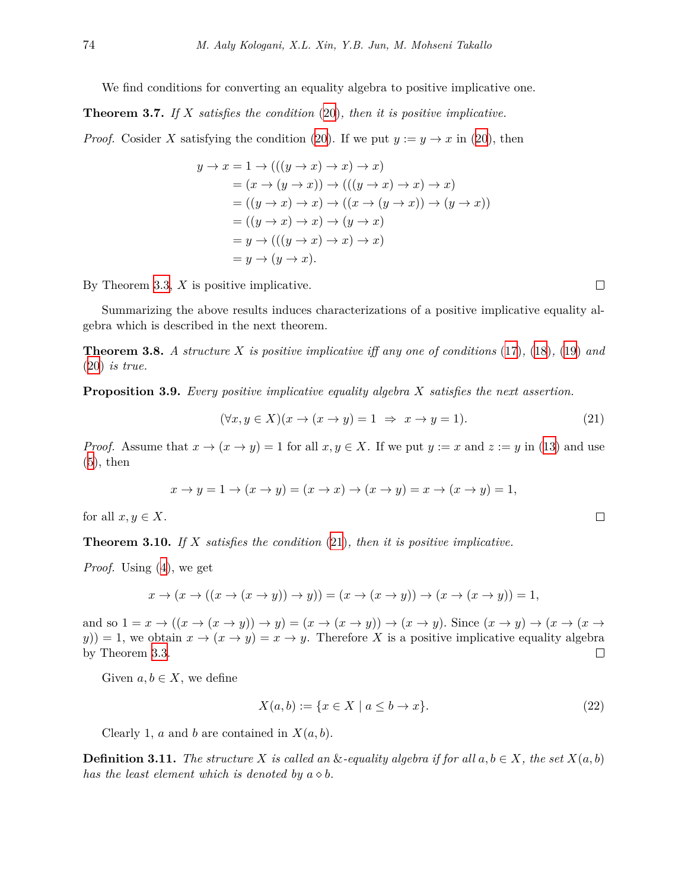We find conditions for converting an equality algebra to positive implicative one.

**Theorem 3.7.** *If $X$ satisfies the condition (20), then it is positive implicative.*

*Proof.* Cosider $X$ satisfying the condition (20). If we put $y := y \to x$ in (20), then

$$
\begin{aligned}
y \to x &= 1 \to (((y \to x) \to x) \to x) \\
&= (x \to (y \to x)) \to (((y \to x) \to x) \to x) \\
&= ((y \to x) \to x) \to ((x \to (y \to x)) \to (y \to x)) \\
&= ((y \to x) \to x) \to (y \to x) \\
&= y \to (((y \to x) \to x) \to x) \\
&= y \to (y \to x).
\end{aligned}
$$

By Theorem 3.3, $X$ is positive implicative. □

Summarizing the above results induces characterizations of a positive implicative equality algebra which is described in the next theorem.

**Theorem 3.8.** *A structure $X$ is positive implicative iff any one of conditions (17), (18), (19) and (20) is true.*

**Proposition 3.9.** *Every positive implicative equality algebra $X$ satisfies the next assertion.*

$$
(\forall x, y \in X)(x \to (x \to y) = 1 \ \Rightarrow \ x \to y = 1). \tag{21}
$$

*Proof.* Assume that $x \to (x \to y) = 1$ for all $x, y \in X$. If we put $y := x$ and $z := y$ in (13) and use (5), then

$$
x \to y = 1 \to (x \to y) = (x \to x) \to (x \to y) = x \to (x \to y) = 1,
$$

for all $x, y \in X$. □

**Theorem 3.10.** *If $X$ satisfies the condition (21), then it is positive implicative.*

*Proof.* Using (4), we get

$$
x \to (x \to ((x \to (x \to y)) \to y)) = (x \to (x \to y)) \to (x \to (x \to y)) = 1,
$$

and so $1 = x \to ((x \to (x \to y)) \to y) = (x \to (x \to y)) \to (x \to y)$. Since $(x \to y) \to (x \to (x \to y)) = 1$, we obtain $x \to (x \to y) = x \to y$. Therefore $X$ is a positive implicative equality algebra by Theorem 3.3. □

Given $a, b \in X$, we define

$$
X(a, b) := \{x \in X \mid a \leq b \to x\}. \tag{22}
$$

Clearly 1, $a$ and $b$ are contained in $X(a, b)$.

**Definition 3.11.** *The structure $X$ is called an &-equality algebra if for all $a, b \in X$, the set $X(a, b)$ has the least element which is denoted by $a \diamond b$.*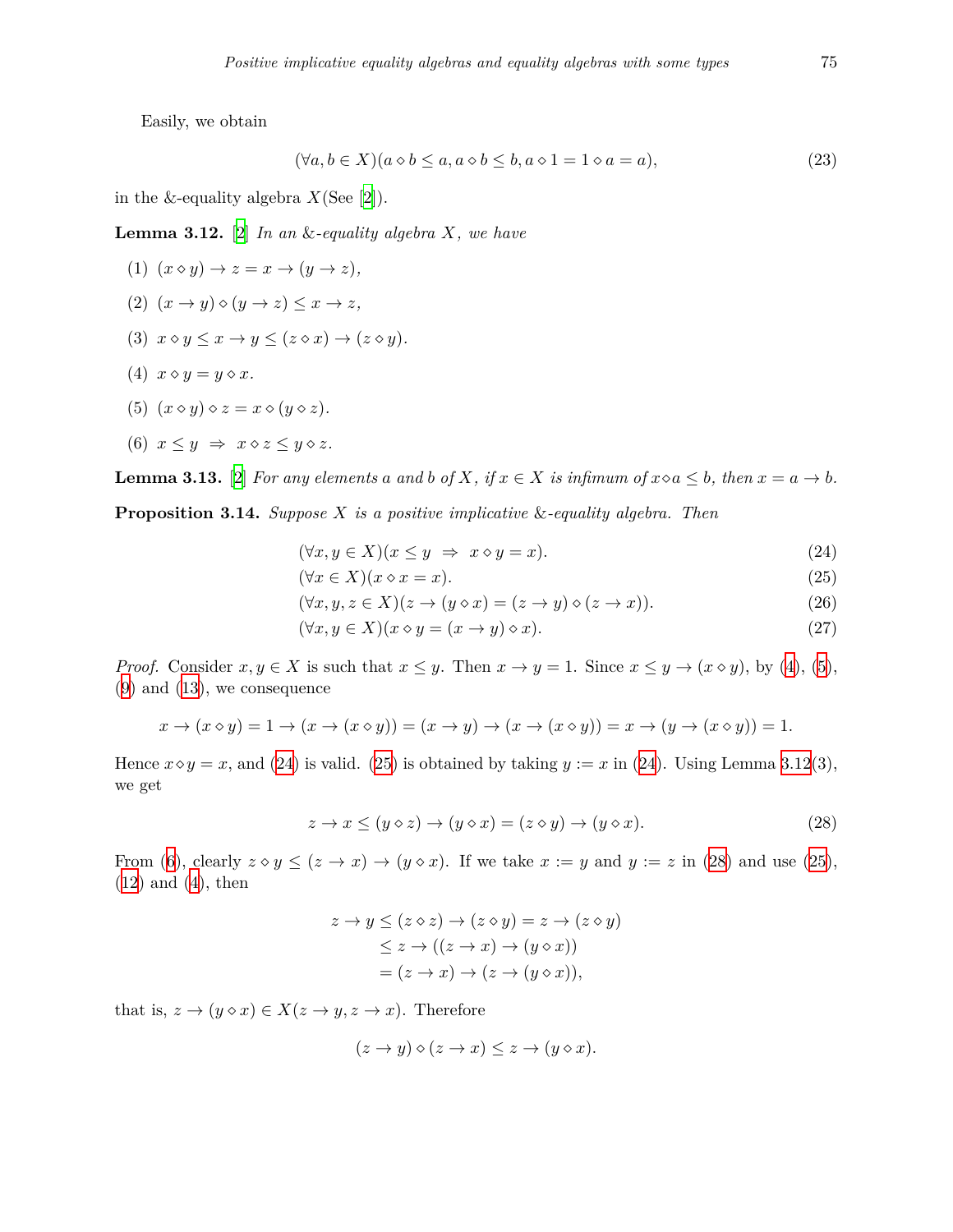Easily, we obtain

$$(\forall a, b \in X)(a \diamond b \leq a, a \diamond b \leq b, a \diamond 1 = 1 \diamond a = a), \tag{23}$$

in the &-equality algebra $X$(See [2]).

**Lemma 3.12.** [2] *In an &-equality algebra $X$, we have*

(1) $(x \diamond y) \to z = x \to (y \to z)$,

(2) $(x \to y) \diamond (y \to z) \leq x \to z$,

(3) $x \diamond y \leq x \to y \leq (z \diamond x) \to (z \diamond y)$.

(4) $x \diamond y = y \diamond x$.

(5) $(x \diamond y) \diamond z = x \diamond (y \diamond z)$.

(6) $x \leq y \;\Rightarrow\; x \diamond z \leq y \diamond z$.

**Lemma 3.13.** [2] *For any elements $a$ and $b$ of $X$, if $x \in X$ is infimum of $x \diamond a \leq b$, then $x = a \to b$.*

**Proposition 3.14.** *Suppose $X$ is a positive implicative &-equality algebra. Then*

$$(\forall x, y \in X)(x \leq y \;\Rightarrow\; x \diamond y = x). \tag{24}$$

$$(\forall x \in X)(x \diamond x = x). \tag{25}$$

$$(\forall x, y, z \in X)(z \to (y \diamond x) = (z \to y) \diamond (z \to x)). \tag{26}$$

$$(\forall x, y \in X)(x \diamond y = (x \to y) \diamond x). \tag{27}$$

*Proof.* Consider $x, y \in X$ is such that $x \leq y$. Then $x \to y = 1$. Since $x \leq y \to (x \diamond y)$, by (4), (5), (9) and (13), we consequence

$$x \to (x \diamond y) = 1 \to (x \to (x \diamond y)) = (x \to y) \to (x \to (x \diamond y)) = x \to (y \to (x \diamond y)) = 1.$$

Hence $x \diamond y = x$, and (24) is valid. (25) is obtained by taking $y := x$ in (24). Using Lemma 3.12(3), we get

$$z \to x \leq (y \diamond z) \to (y \diamond x) = (z \diamond y) \to (y \diamond x). \tag{28}$$

From (6), clearly $z \diamond y \leq (z \to x) \to (y \diamond x)$. If we take $x := y$ and $y := z$ in (28) and use (25), (12) and (4), then

$$\begin{aligned} z \to y &\leq (z \diamond z) \to (z \diamond y) = z \to (z \diamond y) \\ &\leq z \to ((z \to x) \to (y \diamond x)) \\ &= (z \to x) \to (z \to (y \diamond x)), \end{aligned}$$

that is, $z \to (y \diamond x) \in X(z \to y, z \to x)$. Therefore

$$(z \to y) \diamond (z \to x) \leq z \to (y \diamond x).$$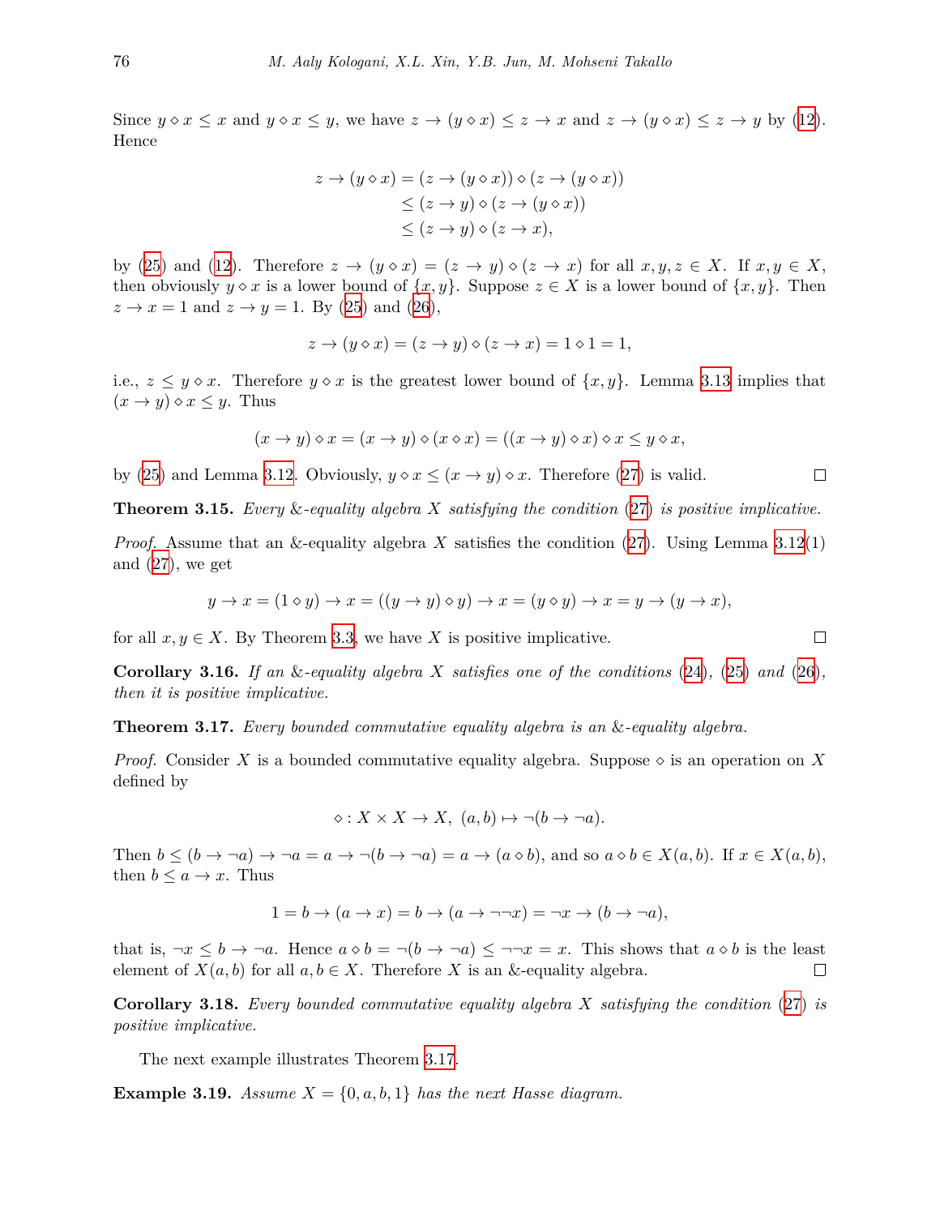Since $y \diamond x \leq x$ and $y \diamond x \leq y$, we have $z \to (y \diamond x) \leq z \to x$ and $z \to (y \diamond x) \leq z \to y$ by (12). Hence

$$\begin{aligned} z \to (y \diamond x) &= (z \to (y \diamond x)) \diamond (z \to (y \diamond x)) \\ &\leq (z \to y) \diamond (z \to (y \diamond x)) \\ &\leq (z \to y) \diamond (z \to x), \end{aligned}$$

by (25) and (12). Therefore $z \to (y \diamond x) = (z \to y) \diamond (z \to x)$ for all $x, y, z \in X$. If $x, y \in X$, then obviously $y \diamond x$ is a lower bound of $\{x, y\}$. Suppose $z \in X$ is a lower bound of $\{x, y\}$. Then $z \to x = 1$ and $z \to y = 1$. By (25) and (26),

$$z \to (y \diamond x) = (z \to y) \diamond (z \to x) = 1 \diamond 1 = 1,$$

i.e., $z \leq y \diamond x$. Therefore $y \diamond x$ is the greatest lower bound of $\{x, y\}$. Lemma 3.13 implies that $(x \to y) \diamond x \leq y$. Thus

$$(x \to y) \diamond x = (x \to y) \diamond (x \diamond x) = ((x \to y) \diamond x) \diamond x \leq y \diamond x,$$

by (25) and Lemma 3.12. Obviously, $y \diamond x \leq (x \to y) \diamond x$. Therefore (27) is valid. □

**Theorem 3.15.** *Every &-equality algebra $X$ satisfying the condition (27) is positive implicative.*

*Proof.* Assume that an &-equality algebra $X$ satisfies the condition (27). Using Lemma 3.12(1) and (27), we get

$$y \to x = (1 \diamond y) \to x = ((y \to y) \diamond y) \to x = (y \diamond y) \to x = y \to (y \to x),$$

for all $x, y \in X$. By Theorem 3.3, we have $X$ is positive implicative. □

**Corollary 3.16.** *If an &-equality algebra $X$ satisfies one of the conditions (24), (25) and (26), then it is positive implicative.*

**Theorem 3.17.** *Every bounded commutative equality algebra is an &-equality algebra.*

*Proof.* Consider $X$ is a bounded commutative equality algebra. Suppose $\diamond$ is an operation on $X$ defined by

$$\diamond : X \times X \to X, \ (a, b) \mapsto \neg(b \to \neg a).$$

Then $b \leq (b \to \neg a) \to \neg a = a \to \neg(b \to \neg a) = a \to (a \diamond b)$, and so $a \diamond b \in X(a, b)$. If $x \in X(a, b)$, then $b \leq a \to x$. Thus

$$1 = b \to (a \to x) = b \to (a \to \neg\neg x) = \neg x \to (b \to \neg a),$$

that is, $\neg x \leq b \to \neg a$. Hence $a \diamond b = \neg(b \to \neg a) \leq \neg\neg x = x$. This shows that $a \diamond b$ is the least element of $X(a, b)$ for all $a, b \in X$. Therefore $X$ is an &-equality algebra. □

**Corollary 3.18.** *Every bounded commutative equality algebra $X$ satisfying the condition (27) is positive implicative.*

The next example illustrates Theorem 3.17.

**Example 3.19.** *Assume $X = \{0, a, b, 1\}$ has the next Hasse diagram.*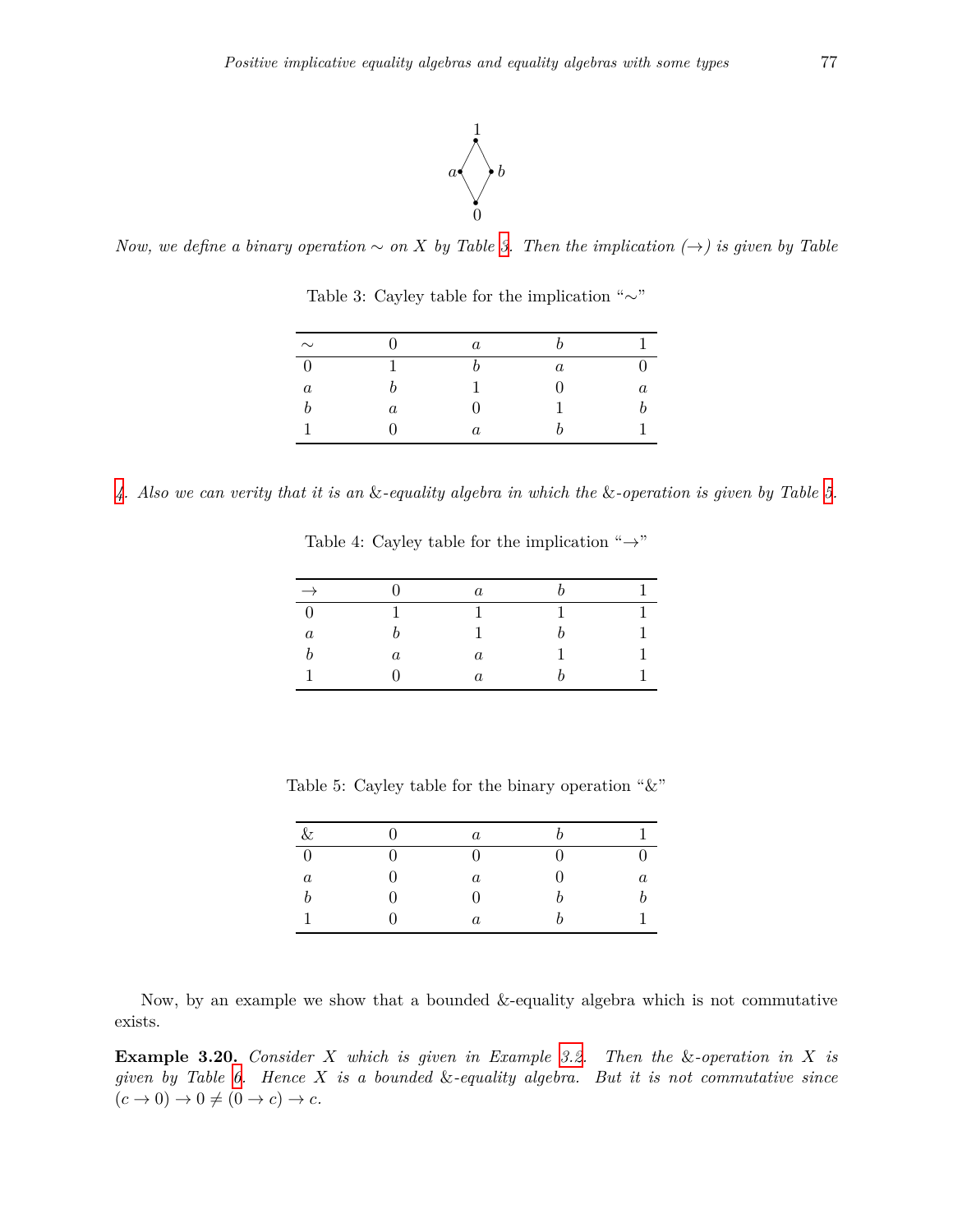*Now, we define a binary operation $\sim$ on $X$ by Table 3. Then the implication ($\to$) is given by Table 4. Also we can verity that it is an &-equality algebra in which the &-operation is given by Table 5.*

Table 3: Cayley table for the implication "$\sim$"

| $\sim$ | $0$ | $a$ | $b$ | $1$ |
|---|---|---|---|---|
| $0$ | $1$ | $b$ | $a$ | $0$ |
| $a$ | $b$ | $1$ | $0$ | $a$ |
| $b$ | $a$ | $0$ | $1$ | $b$ |
| $1$ | $0$ | $a$ | $b$ | $1$ |

Table 4: Cayley table for the implication "$\to$"

| $\to$ | $0$ | $a$ | $b$ | $1$ |
|---|---|---|---|---|
| $0$ | $1$ | $1$ | $1$ | $1$ |
| $a$ | $b$ | $1$ | $b$ | $1$ |
| $b$ | $a$ | $a$ | $1$ | $1$ |
| $1$ | $0$ | $a$ | $b$ | $1$ |

Table 5: Cayley table for the binary operation "&"

| & | $0$ | $a$ | $b$ | $1$ |
|---|---|---|---|---|
| $0$ | $0$ | $0$ | $0$ | $0$ |
| $a$ | $0$ | $a$ | $0$ | $a$ |
| $b$ | $0$ | $0$ | $b$ | $b$ |
| $1$ | $0$ | $a$ | $b$ | $1$ |

Now, by an example we show that a bounded &-equality algebra which is not commutative exists.

**Example 3.20.** *Consider $X$ which is given in Example 3.2. Then the &-operation in $X$ is given by Table 6. Hence $X$ is a bounded &-equality algebra. But it is not commutative since $(c \to 0) \to 0 \neq (0 \to c) \to c$.*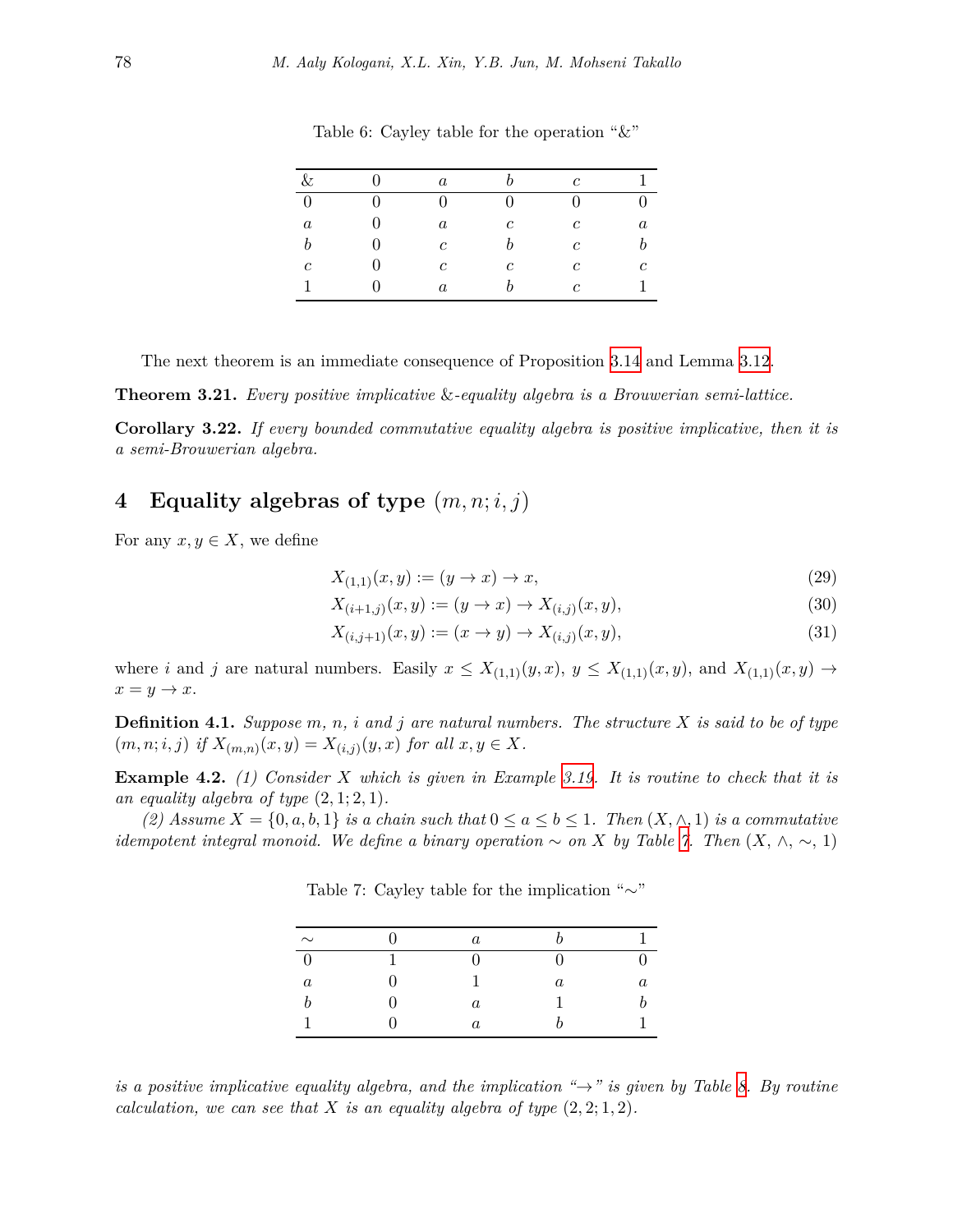Table 6: Cayley table for the operation "&"

| & | 0 | $a$ | $b$ | $c$ | 1 |
|---|---|---|---|---|---|
| 0 | 0 | 0 | 0 | 0 | 0 |
| $a$ | 0 | $a$ | $c$ | $c$ | $a$ |
| $b$ | 0 | $c$ | $b$ | $c$ | $b$ |
| $c$ | 0 | $c$ | $c$ | $c$ | $c$ |
| 1 | 0 | $a$ | $b$ | $c$ | 1 |

The next theorem is an immediate consequence of Proposition 3.14 and Lemma 3.12.

**Theorem 3.21.** *Every positive implicative &-equality algebra is a Brouwerian semi-lattice.*

**Corollary 3.22.** *If every bounded commutative equality algebra is positive implicative, then it is a semi-Brouwerian algebra.*

## 4 Equality algebras of type $(m, n; i, j)$

For any $x, y \in X$, we define

$$X_{(1,1)}(x, y) := (y \to x) \to x, \tag{29}$$

$$X_{(i+1,j)}(x, y) := (y \to x) \to X_{(i,j)}(x, y), \tag{30}$$

$$X_{(i,j+1)}(x, y) := (x \to y) \to X_{(i,j)}(x, y), \tag{31}$$

where $i$ and $j$ are natural numbers. Easily $x \leq X_{(1,1)}(y, x)$, $y \leq X_{(1,1)}(x, y)$, and $X_{(1,1)}(x, y) \to x = y \to x$.

**Definition 4.1.** *Suppose $m$, $n$, $i$ and $j$ are natural numbers. The structure $X$ is said to be of type $(m, n; i, j)$ if $X_{(m,n)}(x, y) = X_{(i,j)}(y, x)$ for all $x, y \in X$.*

**Example 4.2.** *(1) Consider $X$ which is given in Example 3.19. It is routine to check that it is an equality algebra of type $(2, 1; 2, 1)$.*

*(2) Assume $X = \{0, a, b, 1\}$ is a chain such that $0 \leq a \leq b \leq 1$. Then $(X, \wedge, 1)$ is a commutative idempotent integral monoid. We define a binary operation $\sim$ on $X$ by Table 7. Then $(X, \wedge, \sim, 1)$*

Table 7: Cayley table for the implication "$\sim$"

| $\sim$ | 0 | $a$ | $b$ | 1 |
|---|---|---|---|---|
| 0 | 1 | 0 | 0 | 0 |
| $a$ | 0 | 1 | $a$ | $a$ |
| $b$ | 0 | $a$ | 1 | $b$ |
| 1 | 0 | $a$ | $b$ | 1 |

*is a positive implicative equality algebra, and the implication "$\to$" is given by Table 8. By routine calculation, we can see that $X$ is an equality algebra of type $(2, 2; 1, 2)$.*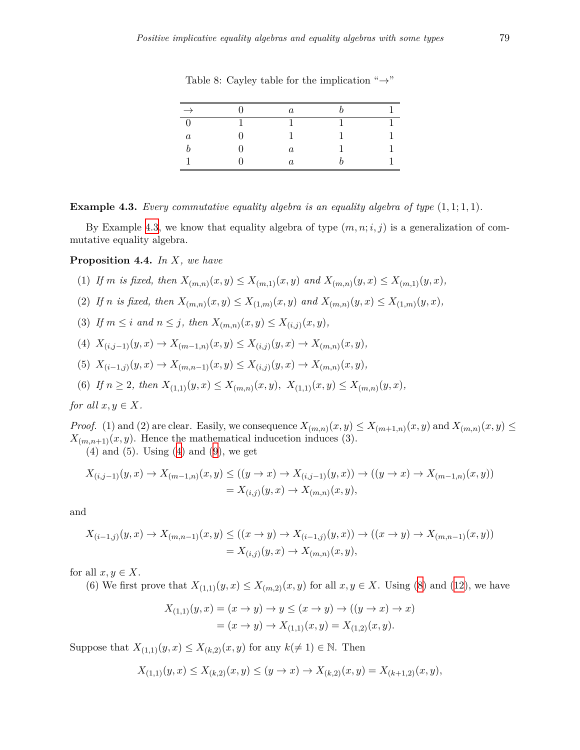Table 8: Cayley table for the implication "→"

| $\to$ | 0 | $a$ | $b$ | 1 |
|---|---|---|---|---|
| 0 | 1 | 1 | 1 | 1 |
| $a$ | 0 | 1 | 1 | 1 |
| $b$ | 0 | $a$ | 1 | 1 |
| 1 | 0 | $a$ | $b$ | 1 |

**Example 4.3.** *Every commutative equality algebra is an equality algebra of type* $(1, 1; 1, 1)$.

By Example 4.3, we know that equality algebra of type $(m, n; i, j)$ is a generalization of commutative equality algebra.

**Proposition 4.4.** *In* $X$, *we have*

1. *If* $m$ *is fixed, then* $X_{(m,n)}(x, y) \leq X_{(m,1)}(x, y)$ *and* $X_{(m,n)}(y, x) \leq X_{(m,1)}(y, x)$,
2. *If* $n$ *is fixed, then* $X_{(m,n)}(x, y) \leq X_{(1,m)}(x, y)$ *and* $X_{(m,n)}(y, x) \leq X_{(1,m)}(y, x)$,
3. *If* $m \leq i$ *and* $n \leq j$, *then* $X_{(m,n)}(x, y) \leq X_{(i,j)}(x, y)$,
4. $X_{(i,j-1)}(y, x) \to X_{(m-1,n)}(x, y) \leq X_{(i,j)}(y, x) \to X_{(m,n)}(x, y)$,
5. $X_{(i-1,j)}(y, x) \to X_{(m,n-1)}(x, y) \leq X_{(i,j)}(y, x) \to X_{(m,n)}(x, y)$,
6. *If* $n \geq 2$, *then* $X_{(1,1)}(y, x) \leq X_{(m,n)}(x, y)$, $X_{(1,1)}(x, y) \leq X_{(m,n)}(y, x)$,

*for all* $x, y \in X$.

*Proof.* (1) and (2) are clear. Easily, we consequence $X_{(m,n)}(x, y) \leq X_{(m+1,n)}(x, y)$ and $X_{(m,n)}(x, y) \leq X_{(m,n+1)}(x, y)$. Hence the mathematical inducetion induces (3).

(4) and (5). Using (4) and (9), we get

$$\begin{aligned}X_{(i,j-1)}(y, x) \to X_{(m-1,n)}(x, y) &\leq ((y \to x) \to X_{(i,j-1)}(y, x)) \to ((y \to x) \to X_{(m-1,n)}(x, y)) \\ &= X_{(i,j)}(y, x) \to X_{(m,n)}(x, y),\end{aligned}$$

and

$$\begin{aligned}X_{(i-1,j)}(y, x) \to X_{(m,n-1)}(x, y) &\leq ((x \to y) \to X_{(i-1,j)}(y, x)) \to ((x \to y) \to X_{(m,n-1)}(x, y)) \\ &= X_{(i,j)}(y, x) \to X_{(m,n)}(x, y),\end{aligned}$$

for all $x, y \in X$.

(6) We first prove that $X_{(1,1)}(y, x) \leq X_{(m,2)}(x, y)$ for all $x, y \in X$. Using (8) and (12), we have

$$\begin{aligned}X_{(1,1)}(y, x) &= (x \to y) \to y \leq (x \to y) \to ((y \to x) \to x) \\ &= (x \to y) \to X_{(1,1)}(x, y) = X_{(1,2)}(x, y).\end{aligned}$$

Suppose that $X_{(1,1)}(y, x) \leq X_{(k,2)}(x, y)$ for any $k(\neq 1) \in \mathbb{N}$. Then

$$X_{(1,1)}(y, x) \leq X_{(k,2)}(x, y) \leq (y \to x) \to X_{(k,2)}(x, y) = X_{(k+1,2)}(x, y),$$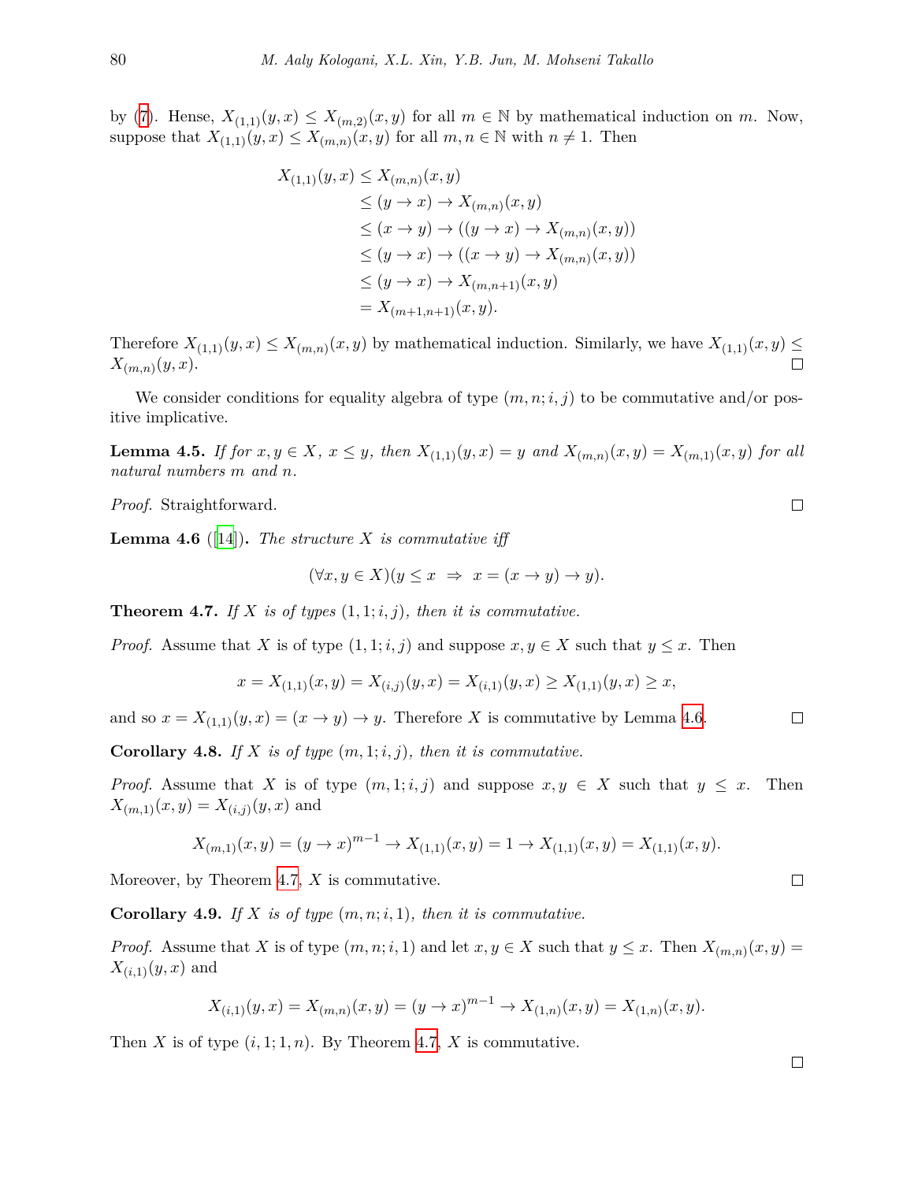by (7). Hense, $X_{(1,1)}(y,x) \leq X_{(m,2)}(x,y)$ for all $m \in \mathbb{N}$ by mathematical induction on $m$. Now, suppose that $X_{(1,1)}(y,x) \leq X_{(m,n)}(x,y)$ for all $m,n \in \mathbb{N}$ with $n \neq 1$. Then

$$
\begin{aligned}
X_{(1,1)}(y,x) &\leq X_{(m,n)}(x,y) \\
&\leq (y \to x) \to X_{(m,n)}(x,y) \\
&\leq (x \to y) \to ((y \to x) \to X_{(m,n)}(x,y)) \\
&\leq (y \to x) \to ((x \to y) \to X_{(m,n)}(x,y)) \\
&\leq (y \to x) \to X_{(m,n+1)}(x,y) \\
&= X_{(m+1,n+1)}(x,y).
\end{aligned}
$$

Therefore $X_{(1,1)}(y,x) \leq X_{(m,n)}(x,y)$ by mathematical induction. Similarly, we have $X_{(1,1)}(x,y) \leq X_{(m,n)}(y,x)$. □

We consider conditions for equality algebra of type $(m,n;i,j)$ to be commutative and/or positive implicative.

**Lemma 4.5.** *If for $x,y \in X$, $x \leq y$, then $X_{(1,1)}(y,x) = y$ and $X_{(m,n)}(x,y) = X_{(m,1)}(x,y)$ for all natural numbers $m$ and $n$.*

*Proof.* Straightforward. □

**Lemma 4.6** ([14]). *The structure $X$ is commutative iff*

$$(\forall x,y \in X)(y \leq x \;\Rightarrow\; x = (x \to y) \to y).$$

**Theorem 4.7.** *If $X$ is of types $(1,1;i,j)$, then it is commutative.*

*Proof.* Assume that $X$ is of type $(1,1;i,j)$ and suppose $x,y \in X$ such that $y \leq x$. Then

$$x = X_{(1,1)}(x,y) = X_{(i,j)}(y,x) = X_{(i,1)}(y,x) \geq X_{(1,1)}(y,x) \geq x,$$

and so $x = X_{(1,1)}(y,x) = (x \to y) \to y$. Therefore $X$ is commutative by Lemma 4.6. □

**Corollary 4.8.** *If $X$ is of type $(m,1;i,j)$, then it is commutative.*

*Proof.* Assume that $X$ is of type $(m,1;i,j)$ and suppose $x,y \in X$ such that $y \leq x$. Then $X_{(m,1)}(x,y) = X_{(i,j)}(y,x)$ and

$$X_{(m,1)}(x,y) = (y \to x)^{m-1} \to X_{(1,1)}(x,y) = 1 \to X_{(1,1)}(x,y) = X_{(1,1)}(x,y).$$

Moreover, by Theorem 4.7, $X$ is commutative. □

**Corollary 4.9.** *If $X$ is of type $(m,n;i,1)$, then it is commutative.*

*Proof.* Assume that $X$ is of type $(m,n;i,1)$ and let $x,y \in X$ such that $y \leq x$. Then $X_{(m,n)}(x,y) = X_{(i,1)}(y,x)$ and

$$X_{(i,1)}(y,x) = X_{(m,n)}(x,y) = (y \to x)^{m-1} \to X_{(1,n)}(x,y) = X_{(1,n)}(x,y).$$

Then $X$ is of type $(i,1;1,n)$. By Theorem 4.7, $X$ is commutative. □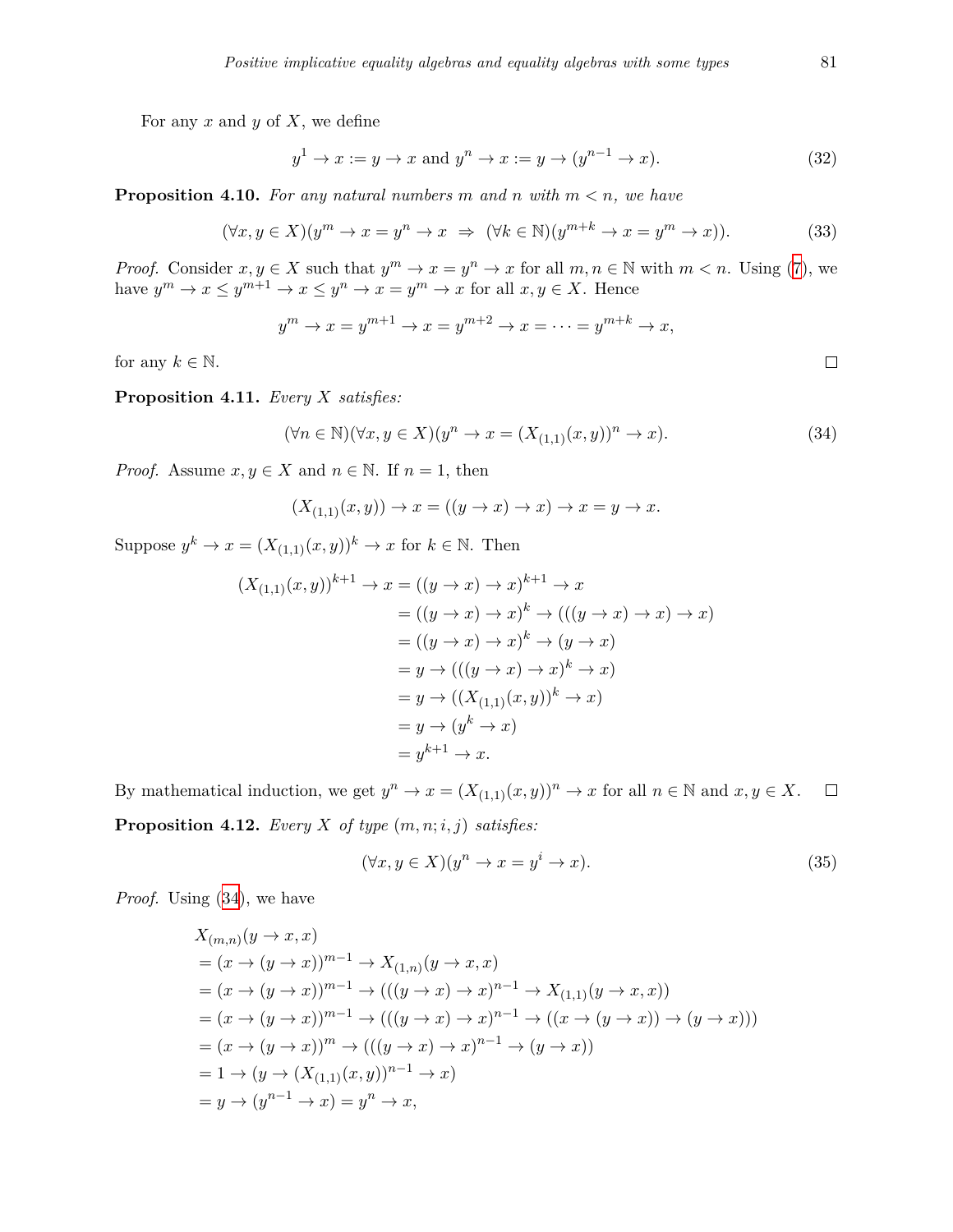For any $x$ and $y$ of $X$, we define

$$y^1 \to x := y \to x \text{ and } y^n \to x := y \to (y^{n-1} \to x). \tag{32}$$

**Proposition 4.10.** *For any natural numbers $m$ and $n$ with $m < n$, we have*

$$(\forall x, y \in X)(y^m \to x = y^n \to x \ \Rightarrow \ (\forall k \in \mathbb{N})(y^{m+k} \to x = y^m \to x)). \tag{33}$$

*Proof.* Consider $x, y \in X$ such that $y^m \to x = y^n \to x$ for all $m, n \in \mathbb{N}$ with $m < n$. Using (7), we have $y^m \to x \leq y^{m+1} \to x \leq y^n \to x = y^m \to x$ for all $x, y \in X$. Hence

$$y^m \to x = y^{m+1} \to x = y^{m+2} \to x = \cdots = y^{m+k} \to x,$$

for any $k \in \mathbb{N}$. $\square$

**Proposition 4.11.** *Every $X$ satisfies:*

$$(\forall n \in \mathbb{N})(\forall x, y \in X)(y^n \to x = (X_{(1,1)}(x, y))^n \to x). \tag{34}$$

*Proof.* Assume $x, y \in X$ and $n \in \mathbb{N}$. If $n = 1$, then

$$(X_{(1,1)}(x, y)) \to x = ((y \to x) \to x) \to x = y \to x.$$

Suppose $y^k \to x = (X_{(1,1)}(x, y))^k \to x$ for $k \in \mathbb{N}$. Then

$$\begin{aligned}
(X_{(1,1)}(x, y))^{k+1} \to x &= ((y \to x) \to x)^{k+1} \to x \\
&= ((y \to x) \to x)^k \to (((y \to x) \to x) \to x) \\
&= ((y \to x) \to x)^k \to (y \to x) \\
&= y \to (((y \to x) \to x)^k \to x) \\
&= y \to ((X_{(1,1)}(x, y))^k \to x) \\
&= y \to (y^k \to x) \\
&= y^{k+1} \to x.
\end{aligned}$$

By mathematical induction, we get $y^n \to x = (X_{(1,1)}(x, y))^n \to x$ for all $n \in \mathbb{N}$ and $x, y \in X$. $\square$

**Proposition 4.12.** *Every $X$ of type $(m, n; i, j)$ satisfies:*

$$(\forall x, y \in X)(y^n \to x = y^i \to x). \tag{35}$$

*Proof.* Using (34), we have

$$\begin{aligned}
&X_{(m,n)}(y \to x, x) \\
&= (x \to (y \to x))^{m-1} \to X_{(1,n)}(y \to x, x) \\
&= (x \to (y \to x))^{m-1} \to (((y \to x) \to x)^{n-1} \to X_{(1,1)}(y \to x, x)) \\
&= (x \to (y \to x))^{m-1} \to (((y \to x) \to x)^{n-1} \to ((x \to (y \to x)) \to (y \to x))) \\
&= (x \to (y \to x))^m \to (((y \to x) \to x)^{n-1} \to (y \to x)) \\
&= 1 \to (y \to (X_{(1,1)}(x, y))^{n-1} \to x) \\
&= y \to (y^{n-1} \to x) = y^n \to x,
\end{aligned}$$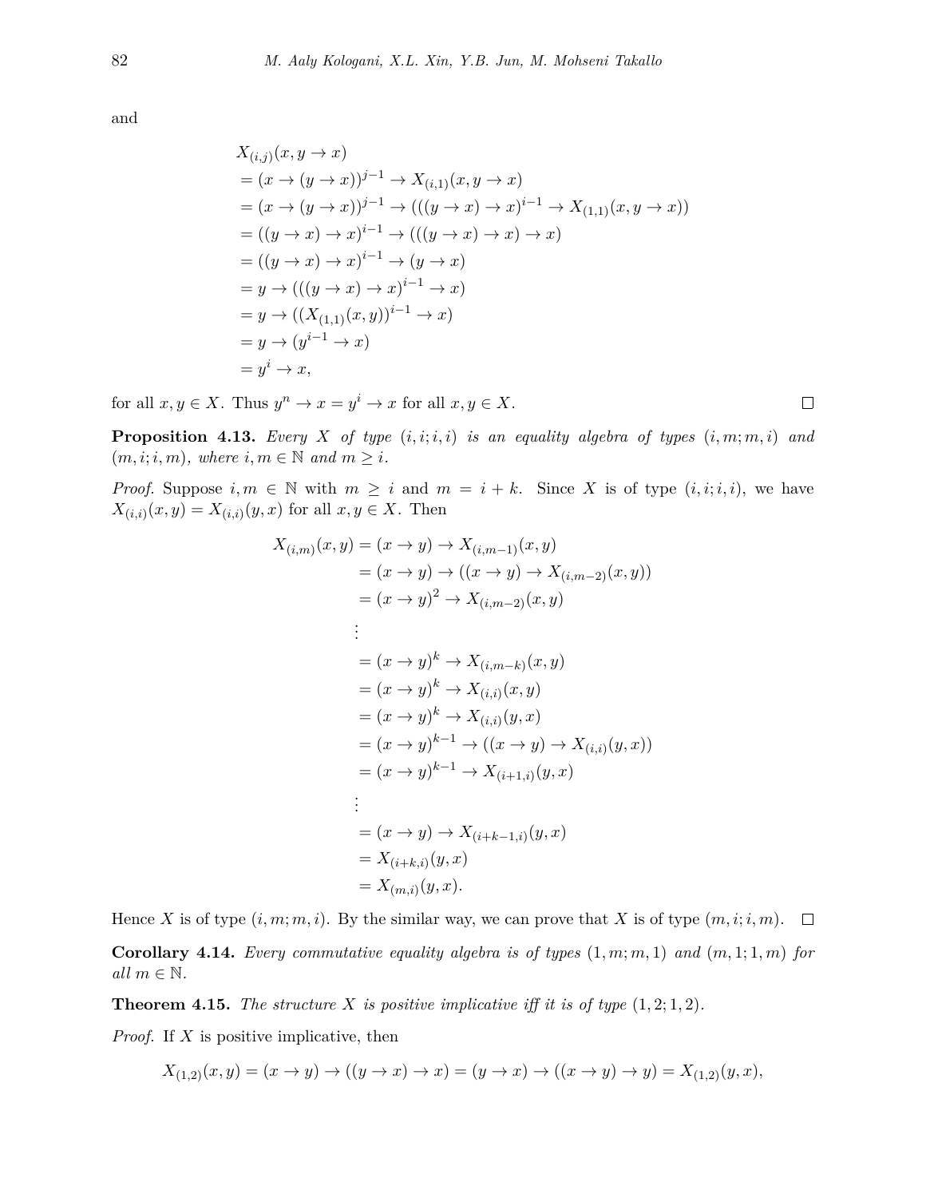and

$$
\begin{aligned}
& X_{(i,j)}(x, y \to x) \\
&= (x \to (y \to x))^{j-1} \to X_{(i,1)}(x, y \to x) \\
&= (x \to (y \to x))^{j-1} \to (((y \to x) \to x)^{i-1} \to X_{(1,1)}(x, y \to x)) \\
&= ((y \to x) \to x)^{i-1} \to (((y \to x) \to x) \to x) \\
&= ((y \to x) \to x)^{i-1} \to (y \to x) \\
&= y \to (((y \to x) \to x)^{i-1} \to x) \\
&= y \to ((X_{(1,1)}(x, y))^{i-1} \to x) \\
&= y \to (y^{i-1} \to x) \\
&= y^i \to x,
\end{aligned}
$$

for all $x, y \in X$. Thus $y^n \to x = y^i \to x$ for all $x, y \in X$. □

**Proposition 4.13.** *Every $X$ of type $(i, i; i, i)$ is an equality algebra of types $(i, m; m, i)$ and $(m, i; i, m)$, where $i, m \in \mathbb{N}$ and $m \geq i$.*

*Proof.* Suppose $i, m \in \mathbb{N}$ with $m \geq i$ and $m = i + k$. Since $X$ is of type $(i, i; i, i)$, we have $X_{(i,i)}(x, y) = X_{(i,i)}(y, x)$ for all $x, y \in X$. Then

$$
\begin{aligned}
X_{(i,m)}(x, y) &= (x \to y) \to X_{(i,m-1)}(x, y) \\
&= (x \to y) \to ((x \to y) \to X_{(i,m-2)}(x, y)) \\
&= (x \to y)^2 \to X_{(i,m-2)}(x, y) \\
&\;\;\vdots \\
&= (x \to y)^k \to X_{(i,m-k)}(x, y) \\
&= (x \to y)^k \to X_{(i,i)}(x, y) \\
&= (x \to y)^k \to X_{(i,i)}(y, x) \\
&= (x \to y)^{k-1} \to ((x \to y) \to X_{(i,i)}(y, x)) \\
&= (x \to y)^{k-1} \to X_{(i+1,i)}(y, x) \\
&\;\;\vdots \\
&= (x \to y) \to X_{(i+k-1,i)}(y, x) \\
&= X_{(i+k,i)}(y, x) \\
&= X_{(m,i)}(y, x).
\end{aligned}
$$

Hence $X$ is of type $(i, m; m, i)$. By the similar way, we can prove that $X$ is of type $(m, i; i, m)$. □

**Corollary 4.14.** *Every commutative equality algebra is of types $(1, m; m, 1)$ and $(m, 1; 1, m)$ for all $m \in \mathbb{N}$.*

**Theorem 4.15.** *The structure $X$ is positive implicative iff it is of type $(1, 2; 1, 2)$.*

*Proof.* If $X$ is positive implicative, then

$$
X_{(1,2)}(x, y) = (x \to y) \to ((y \to x) \to x) = (y \to x) \to ((x \to y) \to y) = X_{(1,2)}(y, x),
$$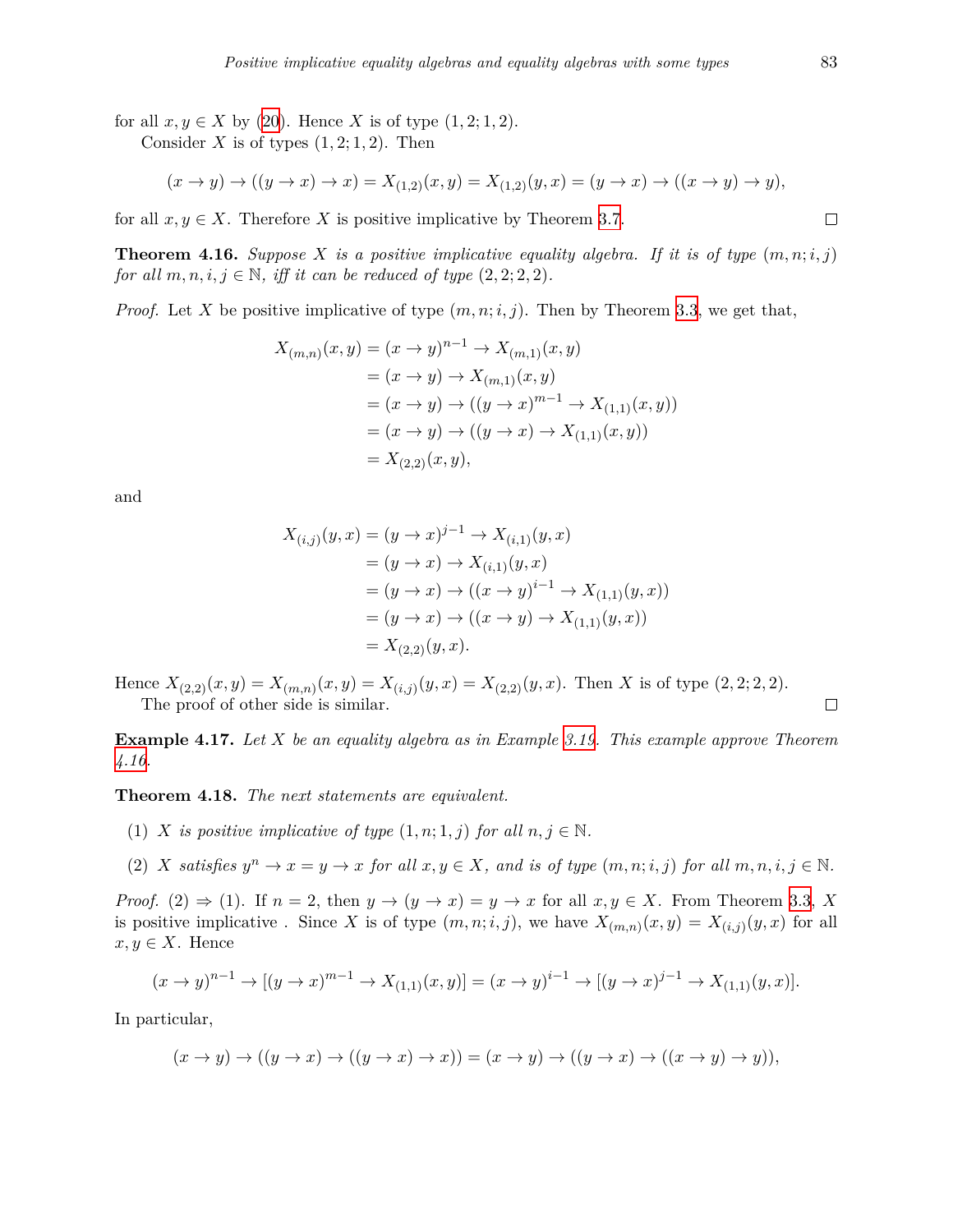for all $x, y \in X$ by (20). Hence $X$ is of type $(1,2;1,2)$.

Consider $X$ is of types $(1,2;1,2)$. Then

$$(x \to y) \to ((y \to x) \to x) = X_{(1,2)}(x,y) = X_{(1,2)}(y,x) = (y \to x) \to ((x \to y) \to y),$$

for all $x, y \in X$. Therefore $X$ is positive implicative by Theorem 3.7. □

**Theorem 4.16.** *Suppose $X$ is a positive implicative equality algebra. If it is of type $(m,n;i,j)$ for all $m,n,i,j \in \mathbb{N}$, iff it can be reduced of type $(2,2;2,2)$.*

*Proof.* Let $X$ be positive implicative of type $(m,n;i,j)$. Then by Theorem 3.3, we get that,

$$\begin{aligned}
X_{(m,n)}(x,y) &= (x \to y)^{n-1} \to X_{(m,1)}(x,y) \\
&= (x \to y) \to X_{(m,1)}(x,y) \\
&= (x \to y) \to ((y \to x)^{m-1} \to X_{(1,1)}(x,y)) \\
&= (x \to y) \to ((y \to x) \to X_{(1,1)}(x,y)) \\
&= X_{(2,2)}(x,y),
\end{aligned}$$

and

$$\begin{aligned}
X_{(i,j)}(y,x) &= (y \to x)^{j-1} \to X_{(i,1)}(y,x) \\
&= (y \to x) \to X_{(i,1)}(y,x) \\
&= (y \to x) \to ((x \to y)^{i-1} \to X_{(1,1)}(y,x)) \\
&= (y \to x) \to ((x \to y) \to X_{(1,1)}(y,x)) \\
&= X_{(2,2)}(y,x).
\end{aligned}$$

Hence $X_{(2,2)}(x,y) = X_{(m,n)}(x,y) = X_{(i,j)}(y,x) = X_{(2,2)}(y,x)$. Then $X$ is of type $(2,2;2,2)$.

The proof of other side is similar. □

**Example 4.17.** *Let $X$ be an equality algebra as in Example 3.19. This example approve Theorem 4.16.*

**Theorem 4.18.** *The next statements are equivalent.*

(1) *$X$ is positive implicative of type $(1,n;1,j)$ for all $n, j \in \mathbb{N}$.*

(2) *$X$ satisfies $y^n \to x = y \to x$ for all $x, y \in X$, and is of type $(m,n;i,j)$ for all $m,n,i,j \in \mathbb{N}$.*

*Proof.* (2) ⇒ (1). If $n = 2$, then $y \to (y \to x) = y \to x$ for all $x, y \in X$. From Theorem 3.3, $X$ is positive implicative . Since $X$ is of type $(m,n;i,j)$, we have $X_{(m,n)}(x,y) = X_{(i,j)}(y,x)$ for all $x, y \in X$. Hence

$$(x \to y)^{n-1} \to [(y \to x)^{m-1} \to X_{(1,1)}(x,y)] = (x \to y)^{i-1} \to [(y \to x)^{j-1} \to X_{(1,1)}(y,x)].$$

In particular,

$$(x \to y) \to ((y \to x) \to ((y \to x) \to x)) = (x \to y) \to ((y \to x) \to ((x \to y) \to y)),$$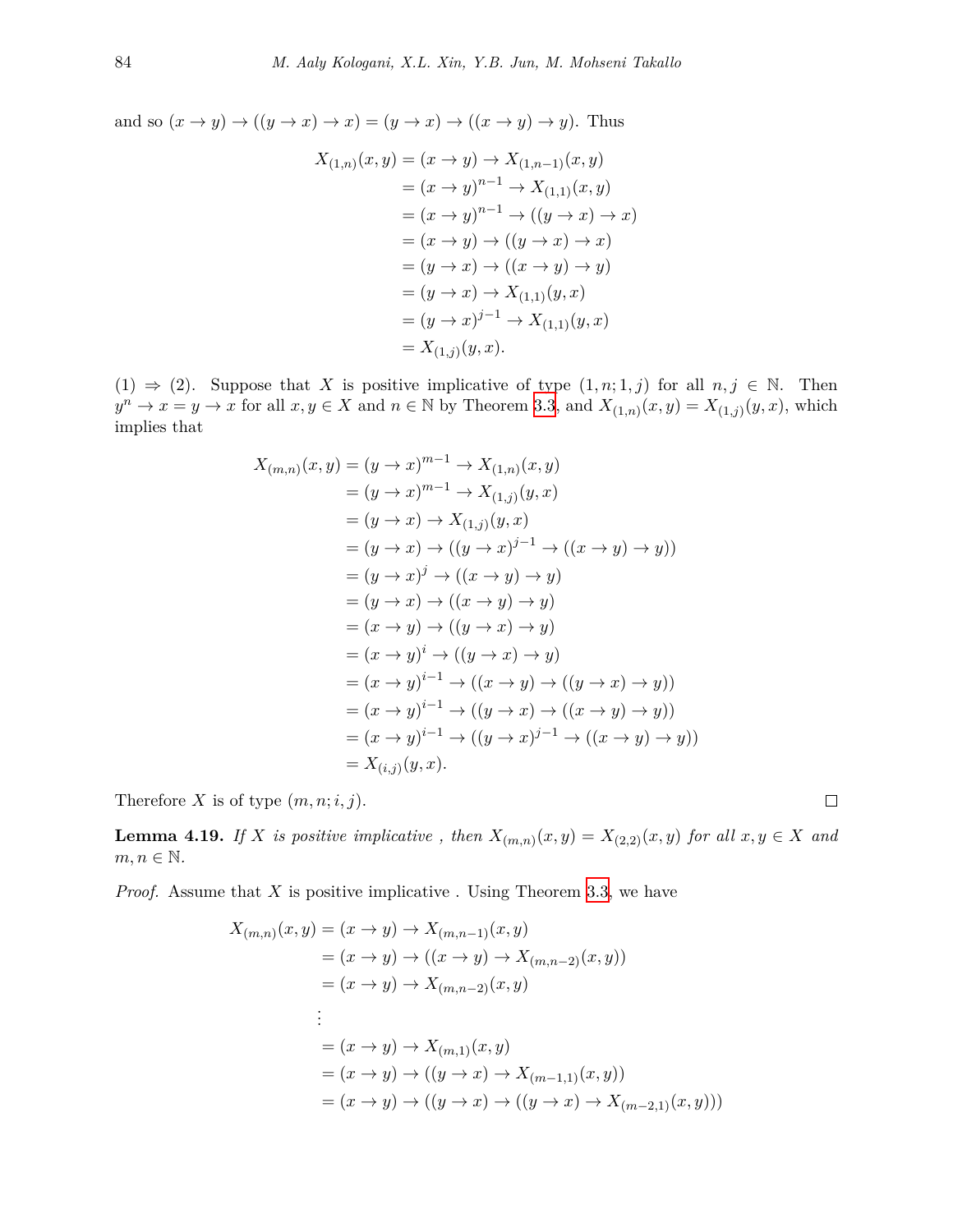and so $(x \to y) \to ((y \to x) \to x) = (y \to x) \to ((x \to y) \to y)$. Thus

$$
\begin{aligned}
X_{(1,n)}(x,y) &= (x \to y) \to X_{(1,n-1)}(x,y) \\
&= (x \to y)^{n-1} \to X_{(1,1)}(x,y) \\
&= (x \to y)^{n-1} \to ((y \to x) \to x) \\
&= (x \to y) \to ((y \to x) \to x) \\
&= (y \to x) \to ((x \to y) \to y) \\
&= (y \to x) \to X_{(1,1)}(y,x) \\
&= (y \to x)^{j-1} \to X_{(1,1)}(y,x) \\
&= X_{(1,j)}(y,x).
\end{aligned}
$$

(1) $\Rightarrow$ (2). Suppose that $X$ is positive implicative of type $(1,n;1,j)$ for all $n, j \in \mathbb{N}$. Then $y^n \to x = y \to x$ for all $x, y \in X$ and $n \in \mathbb{N}$ by Theorem 3.3, and $X_{(1,n)}(x,y) = X_{(1,j)}(y,x)$, which implies that

$$
\begin{aligned}
X_{(m,n)}(x,y) &= (y \to x)^{m-1} \to X_{(1,n)}(x,y) \\
&= (y \to x)^{m-1} \to X_{(1,j)}(y,x) \\
&= (y \to x) \to X_{(1,j)}(y,x) \\
&= (y \to x) \to ((y \to x)^{j-1} \to ((x \to y) \to y)) \\
&= (y \to x)^{j} \to ((x \to y) \to y) \\
&= (y \to x) \to ((x \to y) \to y) \\
&= (x \to y) \to ((y \to x) \to y) \\
&= (x \to y)^{i} \to ((y \to x) \to y) \\
&= (x \to y)^{i-1} \to ((x \to y) \to ((y \to x) \to y)) \\
&= (x \to y)^{i-1} \to ((y \to x) \to ((x \to y) \to y)) \\
&= (x \to y)^{i-1} \to ((y \to x)^{j-1} \to ((x \to y) \to y)) \\
&= X_{(i,j)}(y,x).
\end{aligned}
$$

Therefore $X$ is of type $(m,n;i,j)$. $\square$

**Lemma 4.19.** *If $X$ is positive implicative , then $X_{(m,n)}(x,y) = X_{(2,2)}(x,y)$ for all $x, y \in X$ and $m, n \in \mathbb{N}$.*

*Proof.* Assume that $X$ is positive implicative . Using Theorem 3.3, we have

$$
\begin{aligned}
X_{(m,n)}(x,y) &= (x \to y) \to X_{(m,n-1)}(x,y) \\
&= (x \to y) \to ((x \to y) \to X_{(m,n-2)}(x,y)) \\
&= (x \to y) \to X_{(m,n-2)}(x,y) \\
&\vdots \\
&= (x \to y) \to X_{(m,1)}(x,y) \\
&= (x \to y) \to ((y \to x) \to X_{(m-1,1)}(x,y)) \\
&= (x \to y) \to ((y \to x) \to ((y \to x) \to X_{(m-2,1)}(x,y)))
\end{aligned}
$$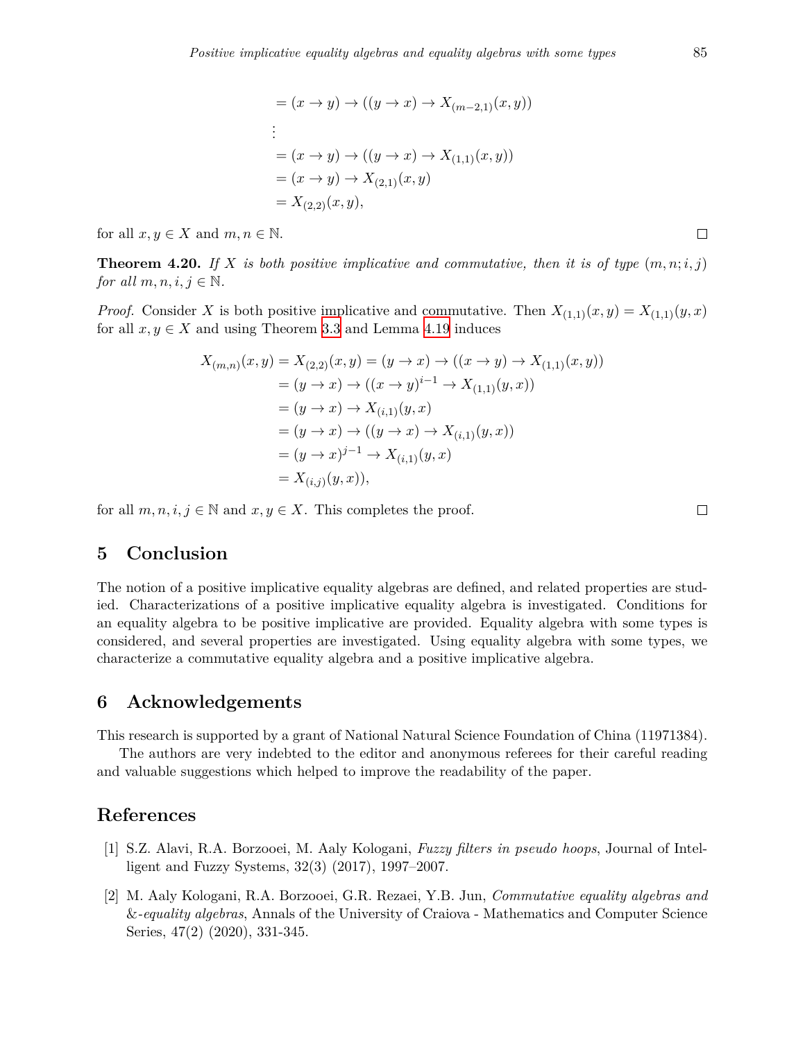$$
\begin{aligned}
&= (x \to y) \to ((y \to x) \to X_{(m-2,1)}(x,y)) \\
&\vdots \\
&= (x \to y) \to ((y \to x) \to X_{(1,1)}(x,y)) \\
&= (x \to y) \to X_{(2,1)}(x,y) \\
&= X_{(2,2)}(x,y),
\end{aligned}
$$

for all $x, y \in X$ and $m, n \in \mathbb{N}$. □

**Theorem 4.20.** *If $X$ is both positive implicative and commutative, then it is of type $(m,n;i,j)$ for all $m,n,i,j \in \mathbb{N}$.*

*Proof.* Consider $X$ is both positive implicative and commutative. Then $X_{(1,1)}(x,y) = X_{(1,1)}(y,x)$ for all $x, y \in X$ and using Theorem 3.3 and Lemma 4.19 induces

$$
\begin{aligned}
X_{(m,n)}(x,y) = X_{(2,2)}(x,y) &= (y \to x) \to ((x \to y) \to X_{(1,1)}(x,y)) \\
&= (y \to x) \to ((x \to y)^{i-1} \to X_{(1,1)}(y,x)) \\
&= (y \to x) \to X_{(i,1)}(y,x) \\
&= (y \to x) \to ((y \to x) \to X_{(i,1)}(y,x)) \\
&= (y \to x)^{j-1} \to X_{(i,1)}(y,x) \\
&= X_{(i,j)}(y,x)),
\end{aligned}
$$

for all $m,n,i,j \in \mathbb{N}$ and $x, y \in X$. This completes the proof. □

## 5 Conclusion

The notion of a positive implicative equality algebras are defined, and related properties are studied. Characterizations of a positive implicative equality algebra is investigated. Conditions for an equality algebra to be positive implicative are provided. Equality algebra with some types is considered, and several properties are investigated. Using equality algebra with some types, we characterize a commutative equality algebra and a positive implicative algebra.

## 6 Acknowledgements

This research is supported by a grant of National Natural Science Foundation of China (11971384).

The authors are very indebted to the editor and anonymous referees for their careful reading and valuable suggestions which helped to improve the readability of the paper.

## References

[1] S.Z. Alavi, R.A. Borzooei, M. Aaly Kologani, *Fuzzy filters in pseudo hoops*, Journal of Intelligent and Fuzzy Systems, 32(3) (2017), 1997–2007.

[2] M. Aaly Kologani, R.A. Borzooei, G.R. Rezaei, Y.B. Jun, *Commutative equality algebras and &-equality algebras*, Annals of the University of Craiova - Mathematics and Computer Science Series, 47(2) (2020), 331-345.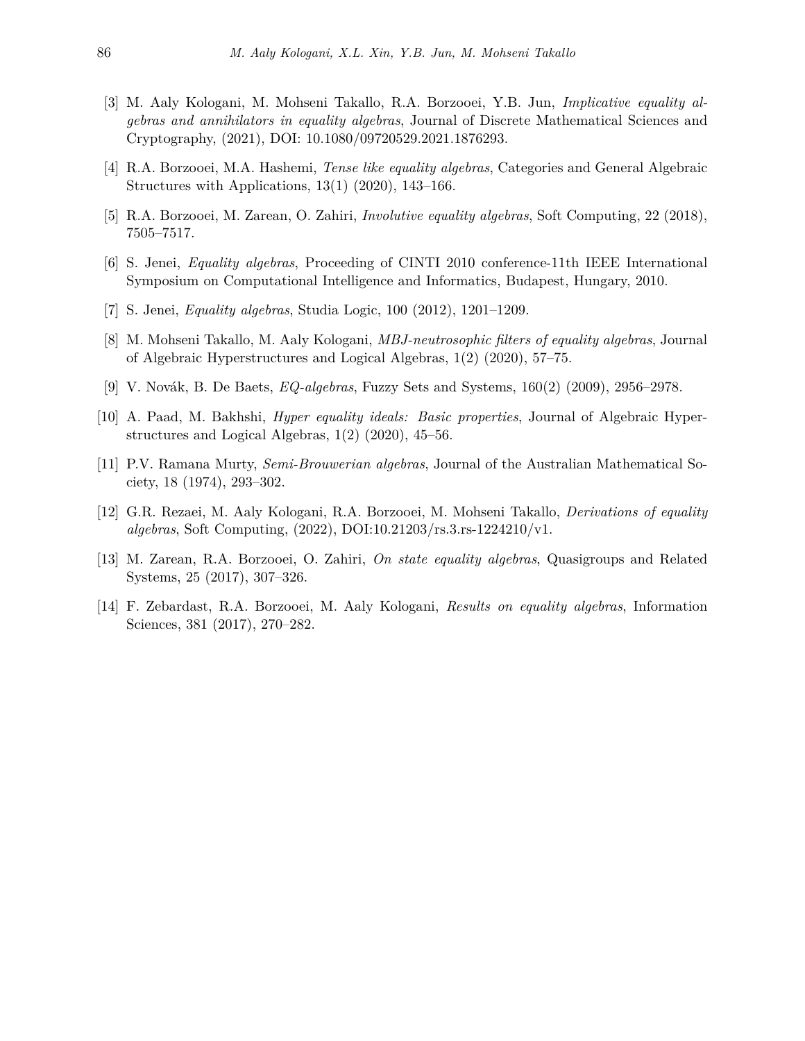[3] M. Aaly Kologani, M. Mohseni Takallo, R.A. Borzooei, Y.B. Jun, *Implicative equality algebras and annihilators in equality algebras*, Journal of Discrete Mathematical Sciences and Cryptography, (2021), DOI: 10.1080/09720529.2021.1876293.

[4] R.A. Borzooei, M.A. Hashemi, *Tense like equality algebras*, Categories and General Algebraic Structures with Applications, 13(1) (2020), 143–166.

[5] R.A. Borzooei, M. Zarean, O. Zahiri, *Involutive equality algebras*, Soft Computing, 22 (2018), 7505–7517.

[6] S. Jenei, *Equality algebras*, Proceeding of CINTI 2010 conference-11th IEEE International Symposium on Computational Intelligence and Informatics, Budapest, Hungary, 2010.

[7] S. Jenei, *Equality algebras*, Studia Logic, 100 (2012), 1201–1209.

[8] M. Mohseni Takallo, M. Aaly Kologani, *MBJ-neutrosophic filters of equality algebras*, Journal of Algebraic Hyperstructures and Logical Algebras, 1(2) (2020), 57–75.

[9] V. Novák, B. De Baets, *EQ-algebras*, Fuzzy Sets and Systems, 160(2) (2009), 2956–2978.

[10] A. Paad, M. Bakhshi, *Hyper equality ideals: Basic properties*, Journal of Algebraic Hyperstructures and Logical Algebras, 1(2) (2020), 45–56.

[11] P.V. Ramana Murty, *Semi-Brouwerian algebras*, Journal of the Australian Mathematical Society, 18 (1974), 293–302.

[12] G.R. Rezaei, M. Aaly Kologani, R.A. Borzooei, M. Mohseni Takallo, *Derivations of equality algebras*, Soft Computing, (2022), DOI:10.21203/rs.3.rs-1224210/v1.

[13] M. Zarean, R.A. Borzooei, O. Zahiri, *On state equality algebras*, Quasigroups and Related Systems, 25 (2017), 307–326.

[14] F. Zebardast, R.A. Borzooei, M. Aaly Kologani, *Results on equality algebras*, Information Sciences, 381 (2017), 270–282.